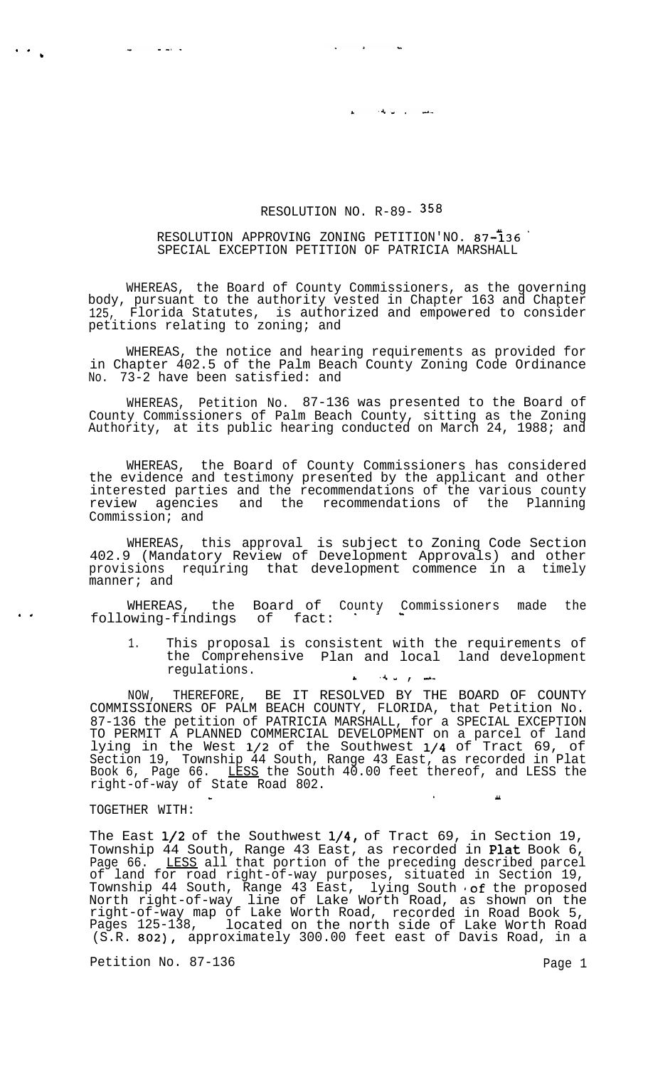RESOLUTION NO. R-89- 358

RESOLUTION APPROVING ZONING PETITION NO. 87-136 SPECIAL EXCEPTION PETITION OF PATRICIA MARSHALL

WHEREAS, the Board of County Commissioners, as the governing body, pursuant to the authority vested in Chapter 163 and Chapter 125, Florida Statutes, is authorized and empowered to consider petitions relating to zoning; and

WHEREAS, the notice and hearing requirements as provided for in Chapter 402.5 of the Palm Beach County Zoning Code Ordinance No. 73-2 have been satisfied: and

WHEREAS, Petition No. 87-136 was presented to the Board of County Commissioners of Palm Beach County, sitting as the Zoning Authority, at its public hearing conducted on March 24, 1988; and

WHEREAS, the Board of County Commissioners has considered the evidence and testimony presented by the applicant and other interested parties and the recommendations of the various county review agencies and the recommendations of the Planning Commission; and

WHEREAS, this approval is subject to Zoning Code Section 402.9 (Mandatory Review of Development Approvals) and other provisions requiring that development commence in a timely manner; and

WHEREAS, the Board of County Commissioners made the following findings of fact:

1. This proposal is consistent with the requirements of the Comprehensive Plan and local land development regulations.

NOW, THEREFORE, BE IT RESOLVED BY THE BOARD OF COUNTY COMMISSIONERS OF PALM BEACH COUNTY, FLORIDA, that Petition No. 87-136 the petition of PATRICIA MARSHALL, for a SPECIAL EXCEPTION TO PERMIT A PLANNED COMMERCIAL DEVELOPMENT on a parcel of land lying in the West 1/2 of the Southwest 1/4 of Tract 69, of Section 19, Township 44 South, Range 43 East, as recorded in Plat Book 6, Page 66. LESS the South 40.00 feet thereof, and LESS the right-of-way of State Road 802.

TOGETHER WITH:

The East 1/2 of the Southwest 1/4, of Tract 69, in Section 19, Township 44 South, Range 43 East, as recorded in Plat Book 6, Page 66. LESS all that portion of the preceding described parcel of land for road right-of-way purposes, situated in Section 19, Township 44 South, Range 43 East, lying South of the proposed North right-of-way line of Lake Worth Road, as shown on the right-of-way map of Lake Worth Road, recorded in Road Book 5, Pages 125-138, located on the north side of Lake Worth Road (S.R. 802), approximately 300.00 feet east of Davis Road, in a

Petition No. 87-136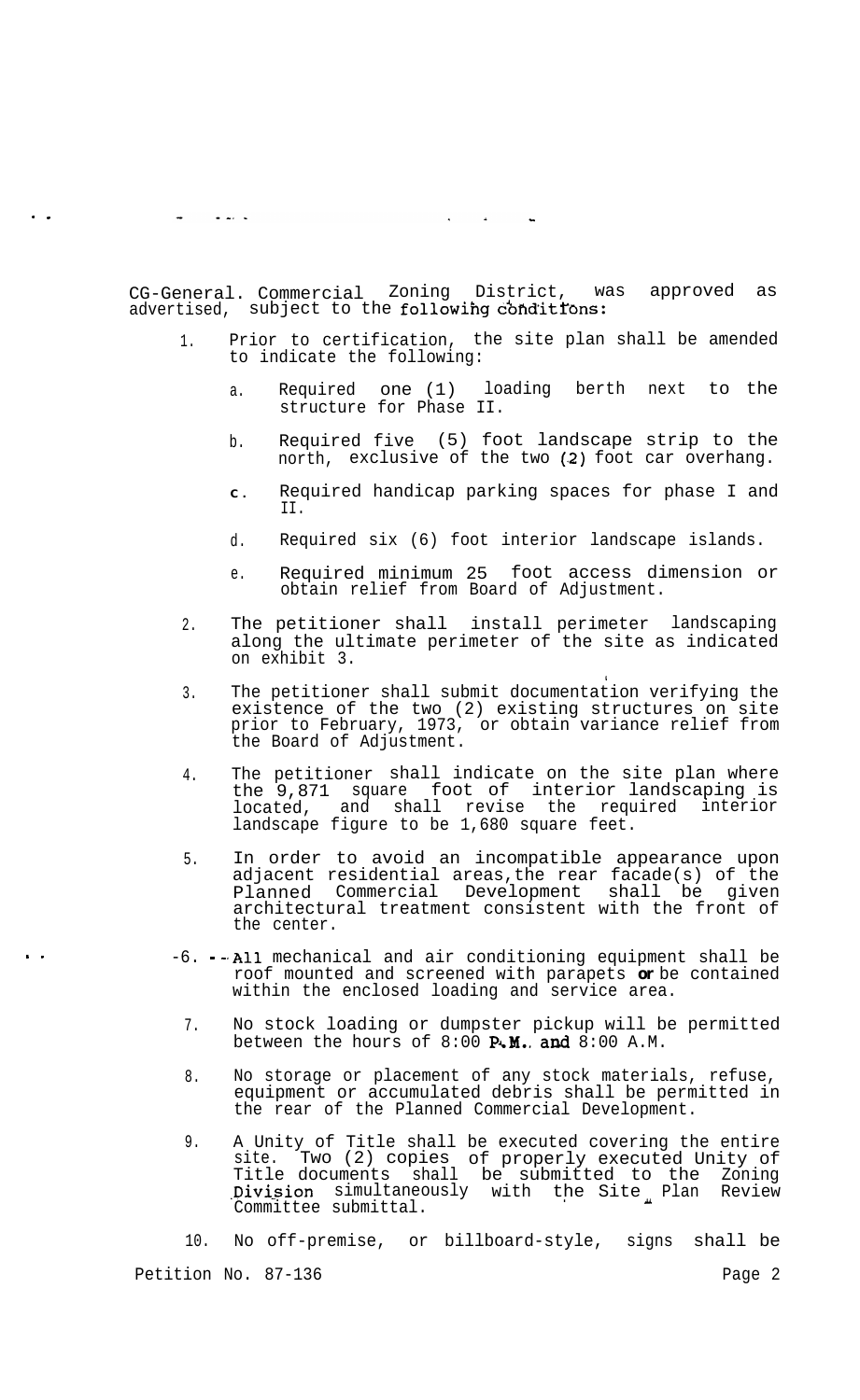CG-General Commercial Zoning District, was approved as advertised, subject to the following conditions:

1. Prior to certification, the site plan shall be amended to indicate the following:

   a. Required one (1) loading berth next to the structure for Phase II.

   b. Required five (5) foot landscape strip to the north, exclusive of the two (2) foot car overhang.

   c. Required handicap parking spaces for phase I and II.

   d. Required six (6) foot interior landscape islands.

   e. Required minimum 25 foot access dimension or obtain relief from Board of Adjustment.

2. The petitioner shall install perimeter landscaping along the ultimate perimeter of the site as indicated on exhibit 3.

3. The petitioner shall submit documentation verifying the existence of the two (2) existing structures on site prior to February, 1973, or obtain variance relief from the Board of Adjustment.

4. The petitioner shall indicate on the site plan where the 9,871 square foot of interior landscaping is located, and shall revise the required interior landscape figure to be 1,680 square feet.

5. In order to avoid an incompatible appearance upon adjacent residential areas, the rear facade(s) of the Planned Commercial Development shall be given architectural treatment consistent with the front of the center.

6. All mechanical and air conditioning equipment shall be roof mounted and screened with parapets or be contained within the enclosed loading and service area.

7. No stock loading or dumpster pickup will be permitted between the hours of 8:00 P.M. and 8:00 A.M.

8. No storage or placement of any stock materials, refuse, equipment or accumulated debris shall be permitted in the rear of the Planned Commercial Development.

9. A Unity of Title shall be executed covering the entire site. Two (2) copies of properly executed Unity of Title documents shall be submitted to the Zoning Division simultaneously with the Site Plan Review Committee submittal.

10. No off-premise, or billboard-style, signs shall be

Petition No. 87-136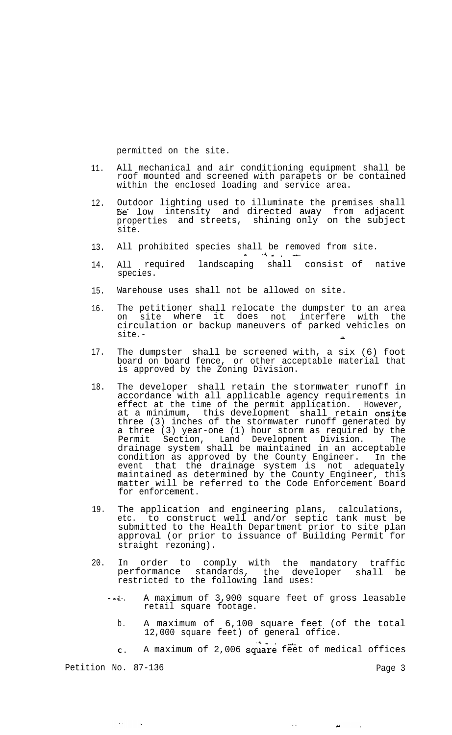permitted on the site.

11. All mechanical and air conditioning equipment shall be roof mounted and screened with parapets or be contained within the enclosed loading and service area.

12. Outdoor lighting used to illuminate the premises shall be low intensity and directed away from adjacent properties and streets, shining only on the subject site.

13. All prohibited species shall be removed from site.

14. All required landscaping shall consist of native species.

15. Warehouse uses shall not be allowed on site.

16. The petitioner shall relocate the dumpster to an area on site where it does not interfere with the circulation or backup maneuvers of parked vehicles on site.

17. The dumpster shall be screened with, a six (6) foot board on board fence, or other acceptable material that is approved by the Zoning Division.

18. The developer shall retain the stormwater runoff in accordance with all applicable agency requirements in effect at the time of the permit application. However, at a minimum, this development shall retain onsite three (3) inches of the stormwater runoff generated by a three (3) year-one (1) hour storm as required by the Permit Section, Land Development Division. The drainage system shall be maintained in an acceptable condition as approved by the County Engineer. In the event that the drainage system is not adequately maintained as determined by the County Engineer, this matter will be referred to the Code Enforcement Board for enforcement.

19. The application and engineering plans, calculations, etc. to construct well and/or septic tank must be submitted to the Health Department prior to site plan approval (or prior to issuance of Building Permit for straight rezoning).

20. In order to comply with the mandatory traffic performance standards, the developer shall be restricted to the following land uses:

    a. A maximum of 3,900 square feet of gross leasable retail square footage.

    b. A maximum of 6,100 square feet (of the total 12,000 square feet) of general office.

    c. A maximum of 2,006 square feet of medical offices

Petition No. 87-136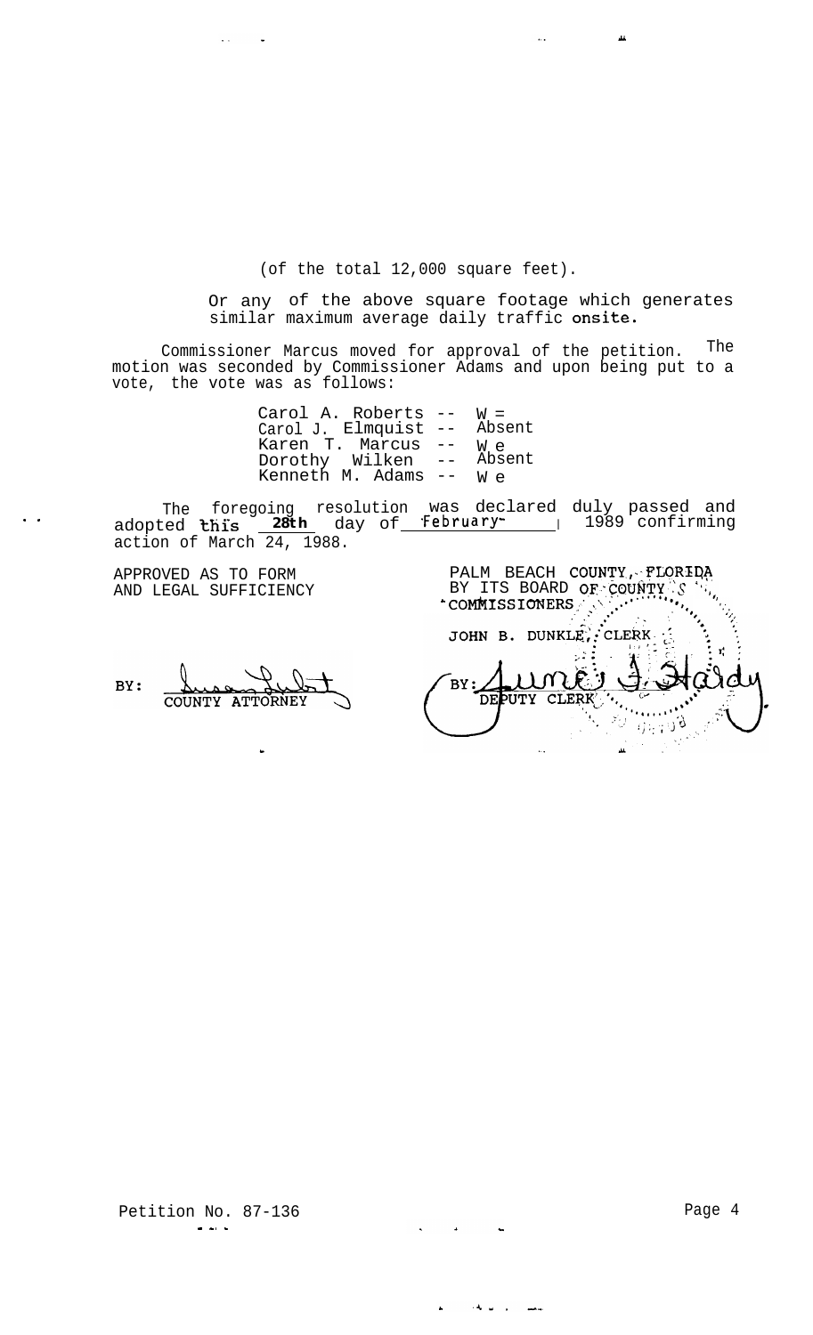(of the total 12,000 square feet).

Or any of the above square footage which generates similar maximum average daily traffic onsite.

Commissioner Marcus moved for approval of the petition. The motion was seconded by Commissioner Adams and upon being put to a vote, the vote was as follows:

| | | |
|---|---|---|
| Carol A. Roberts | -- | W = |
| Carol J. Elmquist | -- | Absent |
| Karen T. Marcus | -- | W e |
| Dorothy Wilken | -- | Absent |
| Kenneth M. Adams | -- | W e |

The foregoing resolution was declared duly passed and adopted this 28th day of February, 1989 confirming action of March 24, 1988.

APPROVED AS TO FORM AND LEGAL SUFFICIENCY

BY: COUNTY ATTORNEY

PALM BEACH COUNTY, FLORIDA BY ITS BOARD OF COUNTY COMMISSIONERS

JOHN B. DUNKLE, CLERK

BY: DEPUTY CLERK

Petition No. 87-136